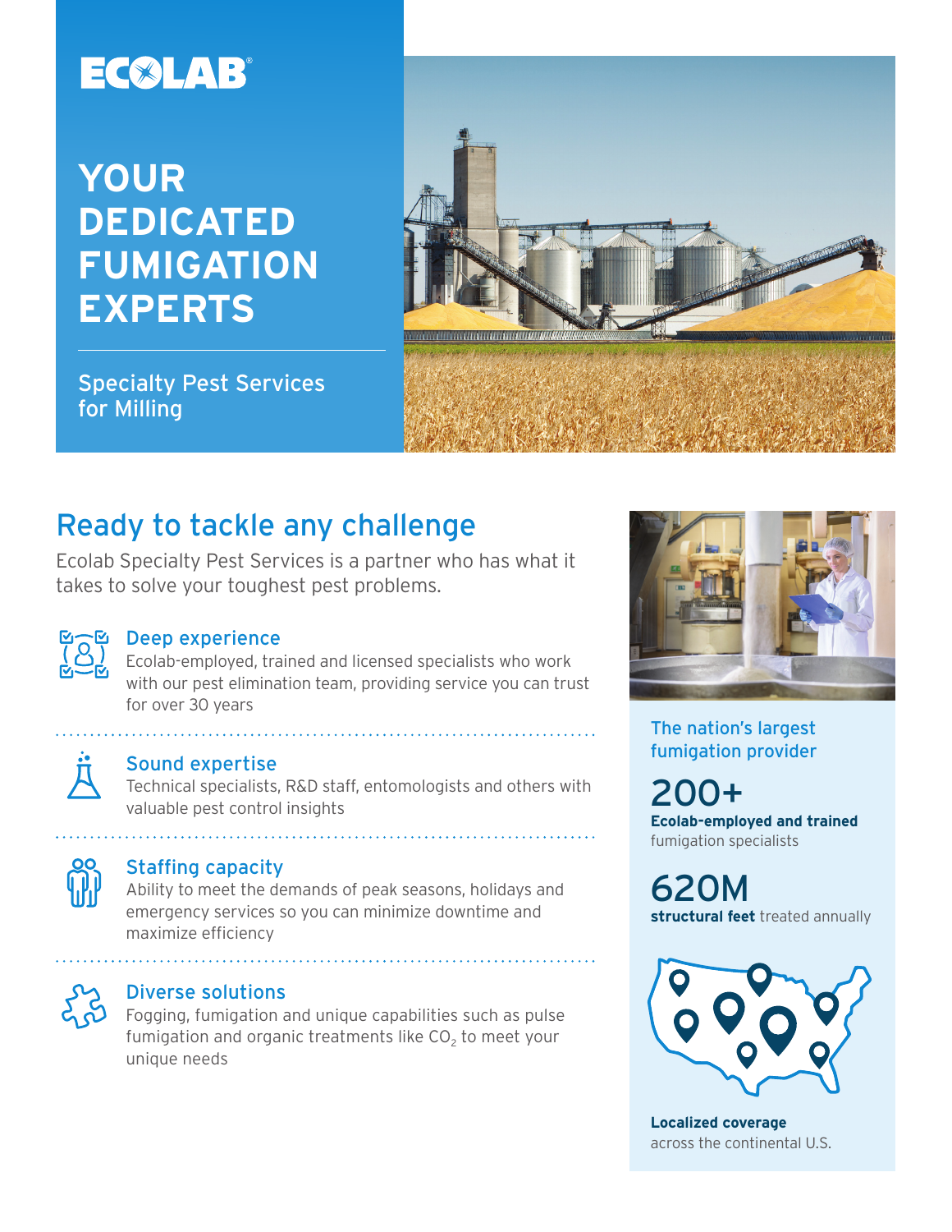ECOLAB®

# YOUR DEDICATED FUMIGATION EXPERTS

Specialty Pest Services for Milling

## Ready to tackle any challenge

Ecolab Specialty Pest Services is a partner who has what it takes to solve your toughest pest problems.

### Deep experience

Ecolab-employed, trained and licensed specialists who work with our pest elimination team, providing service you can trust for over 30 years

### Sound expertise

Technical specialists, R&D staff, entomologists and others with valuable pest control insights

### Staffing capacity

Ability to meet the demands of peak seasons, holidays and emergency services so you can minimize downtime and maximize efficiency

### Diverse solutions

Fogging, fumigation and unique capabilities such as pulse fumigation and organic treatments like $CO_2$ to meet your unique needs

The nation's largest fumigation provider

**200+**

**Ecolab-employed and trained** fumigation specialists

**620M**

**structural feet** treated annually

**Localized coverage** across the continental U.S.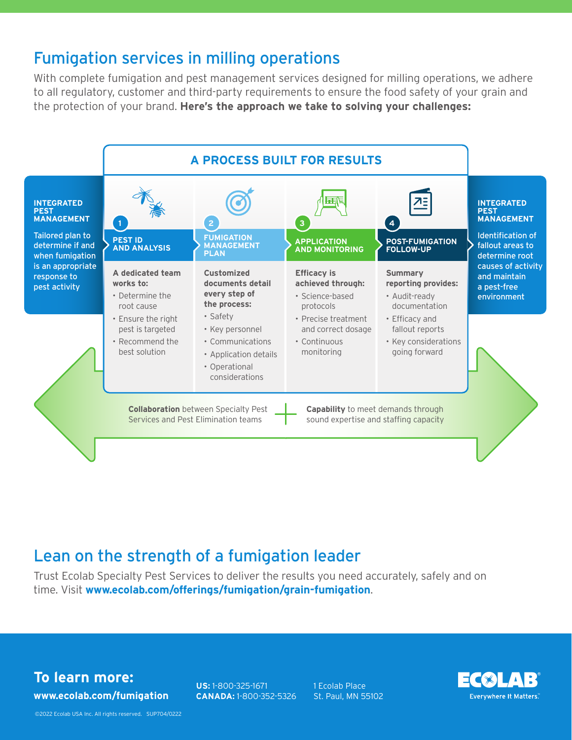# Fumigation services in milling operations

With complete fumigation and pest management services designed for milling operations, we adhere to all regulatory, customer and third-party requirements to ensure the food safety of your grain and the protection of your brand. **Here's the approach we take to solving your challenges:**

## A PROCESS BUILT FOR RESULTS

**INTEGRATED PEST MANAGEMENT**

Tailored plan to determine if and when fumigation is an appropriate response to pest activity

### 1 PEST ID AND ANALYSIS

**A dedicated team works to:**

- Determine the root cause
- Ensure the right pest is targeted
- Recommend the best solution

### 2 FUMIGATION MANAGEMENT PLAN

**Customized documents detail every step of the process:**

- Safety
- Key personnel
- Communications
- Application details
- Operational considerations

### 3 APPLICATION AND MONITORING

**Efficacy is achieved through:**

- Science-based protocols
- Precise treatment and correct dosage
- Continuous monitoring

### 4 POST-FUMIGATION FOLLOW-UP

**Summary reporting provides:**

- Audit-ready documentation
- Efficacy and fallout reports
- Key considerations going forward

**INTEGRATED PEST MANAGEMENT**

Identification of fallout areas to determine root causes of activity and maintain a pest-free environment

**Collaboration** between Specialty Pest Services and Pest Elimination teams

+

**Capability** to meet demands through sound expertise and staffing capacity

# Lean on the strength of a fumigation leader

Trust Ecolab Specialty Pest Services to deliver the results you need accurately, safely and on time. Visit **www.ecolab.com/offerings/fumigation/grain-fumigation**.

## To learn more:

**www.ecolab.com/fumigation**

**US:** 1-800-325-1671
**CANADA:** 1-800-352-5326

1 Ecolab Place
St. Paul, MN 55102

ECOLAB® Everywhere It Matters.™

©2022 Ecolab USA Inc. All rights reserved. SUP704/0222